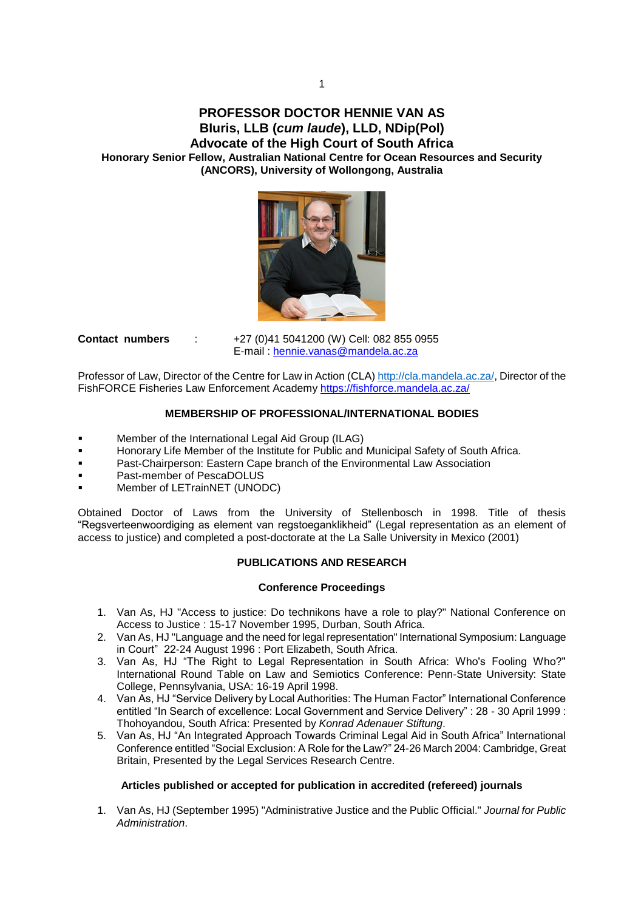# PROFESSOR DOCTOR HENNIE VAN AS

**Bluris, LLB (*cum laude*), LLD, NDip(Pol)**

**Advocate of the High Court of South Africa**

**Honorary Senior Fellow, Australian National Centre for Ocean Resources and Security (ANCORS), University of Wollongong, Australia**

**Contact numbers** : +27 (0)41 5041200 (W) Cell: 082 855 0955
E-mail : hennie.vanas@mandela.ac.za

Professor of Law, Director of the Centre for Law in Action (CLA) http://cla.mandela.ac.za/, Director of the FishFORCE Fisheries Law Enforcement Academy https://fishforce.mandela.ac.za/

## MEMBERSHIP OF PROFESSIONAL/INTERNATIONAL BODIES

- Member of the International Legal Aid Group (ILAG)
- Honorary Life Member of the Institute for Public and Municipal Safety of South Africa.
- Past-Chairperson: Eastern Cape branch of the Environmental Law Association
- Past-member of PescaDOLUS
- Member of LETrainNET (UNODC)

Obtained Doctor of Laws from the University of Stellenbosch in 1998. Title of thesis "Regsverteenwoordiging as element van regstoeganklikheid" (Legal representation as an element of access to justice) and completed a post-doctorate at the La Salle University in Mexico (2001)

## PUBLICATIONS AND RESEARCH

### Conference Proceedings

1. Van As, HJ "Access to justice: Do technikons have a role to play?" National Conference on Access to Justice : 15-17 November 1995, Durban, South Africa.
2. Van As, HJ "Language and the need for legal representation" International Symposium: Language in Court" 22-24 August 1996 : Port Elizabeth, South Africa.
3. Van As, HJ "The Right to Legal Representation in South Africa: Who's Fooling Who?" International Round Table on Law and Semiotics Conference: Penn-State University: State College, Pennsylvania, USA: 16-19 April 1998.
4. Van As, HJ "Service Delivery by Local Authorities: The Human Factor" International Conference entitled "In Search of excellence: Local Government and Service Delivery" : 28 - 30 April 1999 : Thohoyandou, South Africa: Presented by *Konrad Adenauer Stiftung*.
5. Van As, HJ "An Integrated Approach Towards Criminal Legal Aid in South Africa" International Conference entitled "Social Exclusion: A Role for the Law?" 24-26 March 2004: Cambridge, Great Britain, Presented by the Legal Services Research Centre.

### Articles published or accepted for publication in accredited (refereed) journals

1. Van As, HJ (September 1995) "Administrative Justice and the Public Official." *Journal for Public Administration*.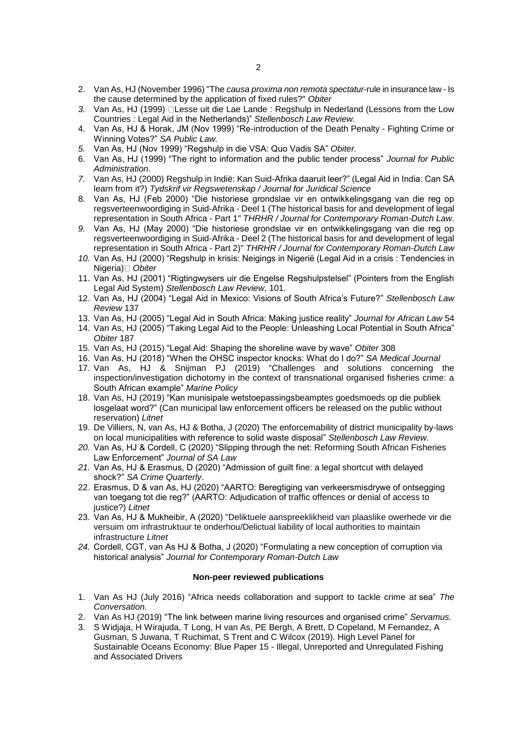2. Van As, HJ (November 1996) "The *causa proxima non remota spectatur*-rule in insurance law - Is the cause determined by the application of fixed rules?" *Obiter*
3. Van As, HJ (1999) Lesse uit die Lae Lande : Regshulp in Nederland (Lessons from the Low Countries : Legal Aid in the Netherlands)" *Stellenbosch Law Review.*
4. Van As, HJ & Horak, JM (Nov 1999) "Re-introduction of the Death Penalty - Fighting Crime or Winning Votes?" *SA Public Law.*
5. Van As, HJ (Nov 1999) "Regshulp in die VSA: Quo Vadis SA" *Obiter.*
6. Van As, HJ (1999) "The right to information and the public tender process" *Journal for Public Administration*.
7. Van As, HJ (2000) Regshulp in Indië: Kan Suid-Afrika daaruit leer?" (Legal Aid in India: Can SA learn from it?) *Tydskrif vir Regswetenskap / Journal for Juridical Science*
8. Van As, HJ (Feb 2000) "Die historiese grondslae vir en ontwikkelingsgang van die reg op regsverteenwoordiging in Suid-Afrika - Deel 1 (The historical basis for and development of legal representation in South Africa - Part 1" *THRHR / Journal for Contemporary Roman-Dutch Law*.
9. Van As, HJ (May 2000) "Die historiese grondslae vir en ontwikkelingsgang van die reg op regsverteenwoordiging in Suid-Afrika - Deel 2 (The historical basis for and development of legal representation in South Africa - Part 2)" *THRHR / Journal for Contemporary Roman-Dutch Law*
10. Van As, HJ (2000) "Regshulp in krisis: Neigings in Nigerië (Legal Aid in a crisis : Tendencies in Nigeria) *Obiter*
11. Van As, HJ (2001) "Rigtingwysers uir die Engelse Regshulpstelsel" (Pointers from the English Legal Aid System) *Stellenbosch Law Review*, 101.
12. Van As, HJ (2004) "Legal Aid in Mexico: Visions of South Africa's Future?" *Stellenbosch Law Review* 137
13. Van As, HJ (2005) "Legal Aid in South Africa: Making justice reality" *Journal for African Law* 54
14. Van As, HJ (2005) "Taking Legal Aid to the People: Unleashing Local Potential in South Africa" *Obiter* 187
15. Van As, HJ (2015) "Legal Aid: Shaping the shoreline wave by wave" *Obiter* 308
16. Van As, HJ (2018) "When the OHSC inspector knocks: What do I do?" *SA Medical Journal*
17. Van As, HJ & Snijman PJ (2019) "Challenges and solutions concerning the inspection/investigation dichotomy in the context of transnational organised fisheries crime: a South African example" *Marine Policy*
18. Van As, HJ (2019) "Kan munisipale wetstoepassingsbeamptes goedsmoeds op die publiek losgelaat word?" (Can municipal law enforcement officers be released on the public without reservation) *Litnet*
19. De Villiers, N, van As, HJ & Botha, J (2020) The enforcemability of district municipality by-laws on local municipalities with reference to solid waste disposal" *Stellenbosch Law Review.*
20. Van As, HJ & Cordell, C (2020) "Slipping through the net: Reforming South African Fisheries Law Enforcement" *Journal of SA Law*
21. Van As, HJ & Erasmus, D (2020) "Admission of guilt fine: a legal shortcut with delayed shock?" *SA Crime Quarterly*.
22. Erasmus, D & van As, HJ (2020) "AARTO: Beregtiging van verkeersmisdrywe of ontsegging van toegang tot die reg?" (AARTO: Adjudication of traffic offences or denial of access to justice?) *Litnet*
23. Van As, HJ & Mukheibir, A (2020) "Deliktuele aanspreeklikheid van plaaslike owerhede vir die versuim om infrastruktuur te onderhou/Delictual liability of local authorities to maintain infrastructure *Litnet*
24. Cordell, CGT, van As HJ & Botha, J (2020) "Formulating a new conception of corruption via historical analysis" *Journal for Contemporary Roman-Dutch Law*

**Non-peer reviewed publications**

1. Van As HJ (July 2016) "Africa needs collaboration and support to tackle crime at sea" *The Conversation.*
2. Van As HJ (2019) "The link between marine living resources and organised crime" *Servamus.*
3. S Widjaja, H Wirajuda, T Long, H van As, PE Bergh, A Brett, D Copeland, M Fernandez, A Gusman, S Juwana, T Ruchimat, S Trent and C Wilcox (2019). High Level Panel for Sustainable Oceans Economy: Blue Paper 15 - Illegal, Unreported and Unregulated Fishing and Associated Drivers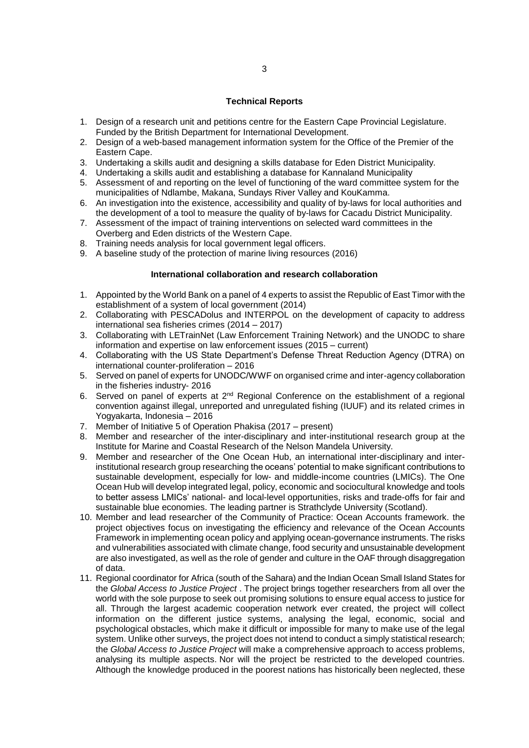## Technical Reports

1. Design of a research unit and petitions centre for the Eastern Cape Provincial Legislature. Funded by the British Department for International Development.
2. Design of a web-based management information system for the Office of the Premier of the Eastern Cape.
3. Undertaking a skills audit and designing a skills database for Eden District Municipality.
4. Undertaking a skills audit and establishing a database for Kannaland Municipality
5. Assessment of and reporting on the level of functioning of the ward committee system for the municipalities of Ndlambe, Makana, Sundays River Valley and KouKamma.
6. An investigation into the existence, accessibility and quality of by-laws for local authorities and the development of a tool to measure the quality of by-laws for Cacadu District Municipality.
7. Assessment of the impact of training interventions on selected ward committees in the Overberg and Eden districts of the Western Cape.
8. Training needs analysis for local government legal officers.
9. A baseline study of the protection of marine living resources (2016)

## International collaboration and research collaboration

1. Appointed by the World Bank on a panel of 4 experts to assist the Republic of East Timor with the establishment of a system of local government (2014)
2. Collaborating with PESCADolus and INTERPOL on the development of capacity to address international sea fisheries crimes (2014 – 2017)
3. Collaborating with LETrainNet (Law Enforcement Training Network) and the UNODC to share information and expertise on law enforcement issues (2015 – current)
4. Collaborating with the US State Department's Defense Threat Reduction Agency (DTRA) on international counter-proliferation – 2016
5. Served on panel of experts for UNODC/WWF on organised crime and inter-agency collaboration in the fisheries industry- 2016
6. Served on panel of experts at 2nd Regional Conference on the establishment of a regional convention against illegal, unreported and unregulated fishing (IUUF) and its related crimes in Yogyakarta, Indonesia – 2016
7. Member of Initiative 5 of Operation Phakisa (2017 – present)
8. Member and researcher of the inter-disciplinary and inter-institutional research group at the Institute for Marine and Coastal Research of the Nelson Mandela University.
9. Member and researcher of the One Ocean Hub, an international inter-disciplinary and inter-institutional research group researching the oceans' potential to make significant contributions to sustainable development, especially for low- and middle-income countries (LMICs). The One Ocean Hub will develop integrated legal, policy, economic and sociocultural knowledge and tools to better assess LMICs' national- and local-level opportunities, risks and trade-offs for fair and sustainable blue economies. The leading partner is Strathclyde University (Scotland).
10. Member and lead researcher of the Community of Practice: Ocean Accounts framework. the project objectives focus on investigating the efficiency and relevance of the Ocean Accounts Framework in implementing ocean policy and applying ocean-governance instruments. The risks and vulnerabilities associated with climate change, food security and unsustainable development are also investigated, as well as the role of gender and culture in the OAF through disaggregation of data.
11. Regional coordinator for Africa (south of the Sahara) and the Indian Ocean Small Island States for the *Global Access to Justice Project* . The project brings together researchers from all over the world with the sole purpose to seek out promising solutions to ensure equal access to justice for all. Through the largest academic cooperation network ever created, the project will collect information on the different justice systems, analysing the legal, economic, social and psychological obstacles, which make it difficult or impossible for many to make use of the legal system. Unlike other surveys, the project does not intend to conduct a simply statistical research; the *Global Access to Justice Project* will make a comprehensive approach to access problems, analysing its multiple aspects. Nor will the project be restricted to the developed countries. Although the knowledge produced in the poorest nations has historically been neglected, these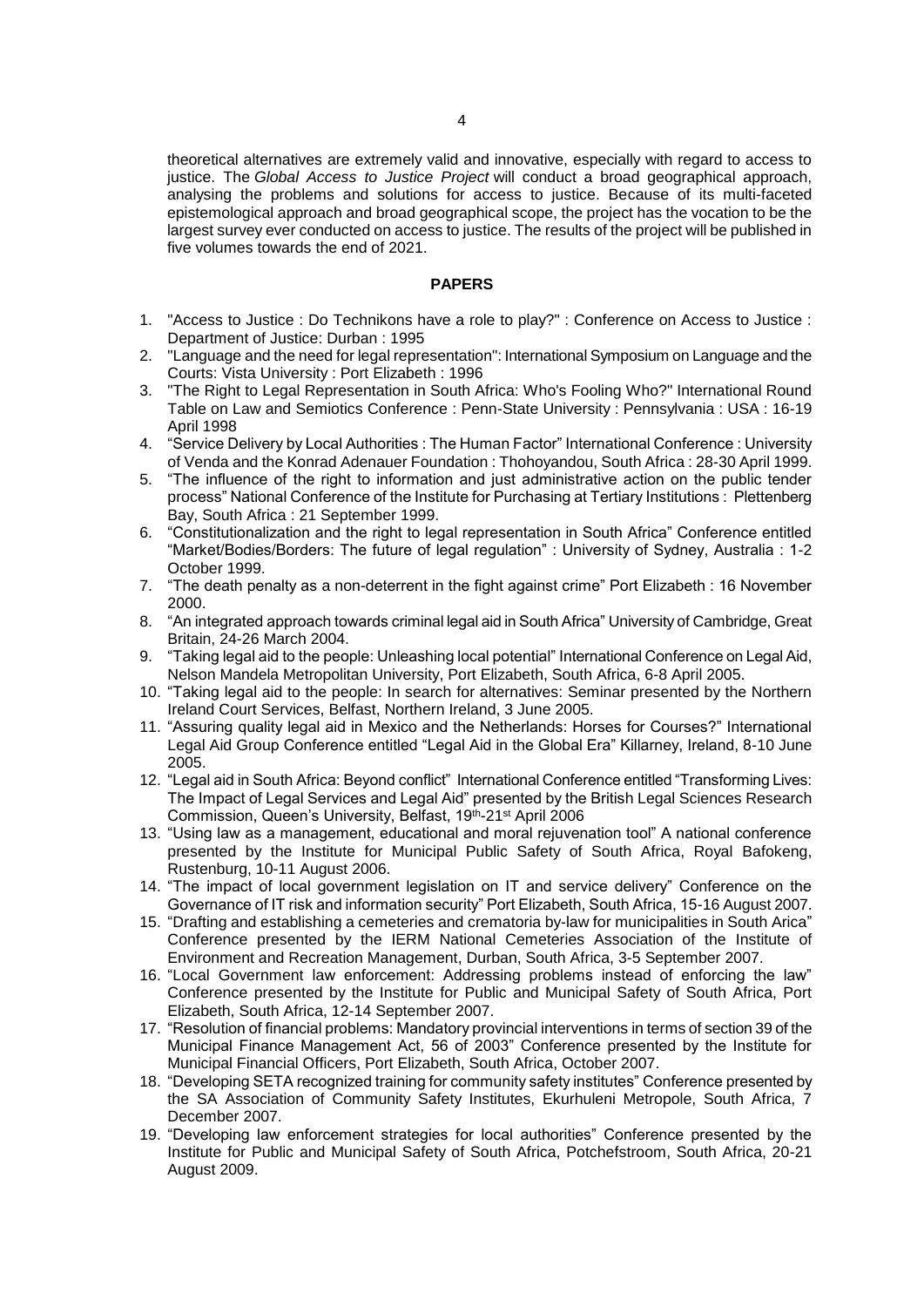theoretical alternatives are extremely valid and innovative, especially with regard to access to justice. The *Global Access to Justice Project* will conduct a broad geographical approach, analysing the problems and solutions for access to justice. Because of its multi-faceted epistemological approach and broad geographical scope, the project has the vocation to be the largest survey ever conducted on access to justice. The results of the project will be published in five volumes towards the end of 2021.

**PAPERS**

1. "Access to Justice : Do Technikons have a role to play?" : Conference on Access to Justice : Department of Justice: Durban : 1995
2. "Language and the need for legal representation": International Symposium on Language and the Courts: Vista University : Port Elizabeth : 1996
3. "The Right to Legal Representation in South Africa: Who's Fooling Who?" International Round Table on Law and Semiotics Conference : Penn-State University : Pennsylvania : USA : 16-19 April 1998
4. "Service Delivery by Local Authorities : The Human Factor" International Conference : University of Venda and the Konrad Adenauer Foundation : Thohoyandou, South Africa : 28-30 April 1999.
5. "The influence of the right to information and just administrative action on the public tender process" National Conference of the Institute for Purchasing at Tertiary Institutions : Plettenberg Bay, South Africa : 21 September 1999.
6. "Constitutionalization and the right to legal representation in South Africa" Conference entitled "Market/Bodies/Borders: The future of legal regulation" : University of Sydney, Australia : 1-2 October 1999.
7. "The death penalty as a non-deterrent in the fight against crime" Port Elizabeth : 16 November 2000.
8. "An integrated approach towards criminal legal aid in South Africa" University of Cambridge, Great Britain, 24-26 March 2004.
9. "Taking legal aid to the people: Unleashing local potential" International Conference on Legal Aid, Nelson Mandela Metropolitan University, Port Elizabeth, South Africa, 6-8 April 2005.
10. "Taking legal aid to the people: In search for alternatives: Seminar presented by the Northern Ireland Court Services, Belfast, Northern Ireland, 3 June 2005.
11. "Assuring quality legal aid in Mexico and the Netherlands: Horses for Courses?" International Legal Aid Group Conference entitled "Legal Aid in the Global Era" Killarney, Ireland, 8-10 June 2005.
12. "Legal aid in South Africa: Beyond conflict" International Conference entitled "Transforming Lives: The Impact of Legal Services and Legal Aid" presented by the British Legal Sciences Research Commission, Queen's University, Belfast, 19th-21st April 2006
13. "Using law as a management, educational and moral rejuvenation tool" A national conference presented by the Institute for Municipal Public Safety of South Africa, Royal Bafokeng, Rustenburg, 10-11 August 2006.
14. "The impact of local government legislation on IT and service delivery" Conference on the Governance of IT risk and information security" Port Elizabeth, South Africa, 15-16 August 2007.
15. "Drafting and establishing a cemeteries and crematoria by-law for municipalities in South Arica" Conference presented by the IERM National Cemeteries Association of the Institute of Environment and Recreation Management, Durban, South Africa, 3-5 September 2007.
16. "Local Government law enforcement: Addressing problems instead of enforcing the law" Conference presented by the Institute for Public and Municipal Safety of South Africa, Port Elizabeth, South Africa, 12-14 September 2007.
17. "Resolution of financial problems: Mandatory provincial interventions in terms of section 39 of the Municipal Finance Management Act, 56 of 2003" Conference presented by the Institute for Municipal Financial Officers, Port Elizabeth, South Africa, October 2007.
18. "Developing SETA recognized training for community safety institutes" Conference presented by the SA Association of Community Safety Institutes, Ekurhuleni Metropole, South Africa, 7 December 2007.
19. "Developing law enforcement strategies for local authorities" Conference presented by the Institute for Public and Municipal Safety of South Africa, Potchefstroom, South Africa, 20-21 August 2009.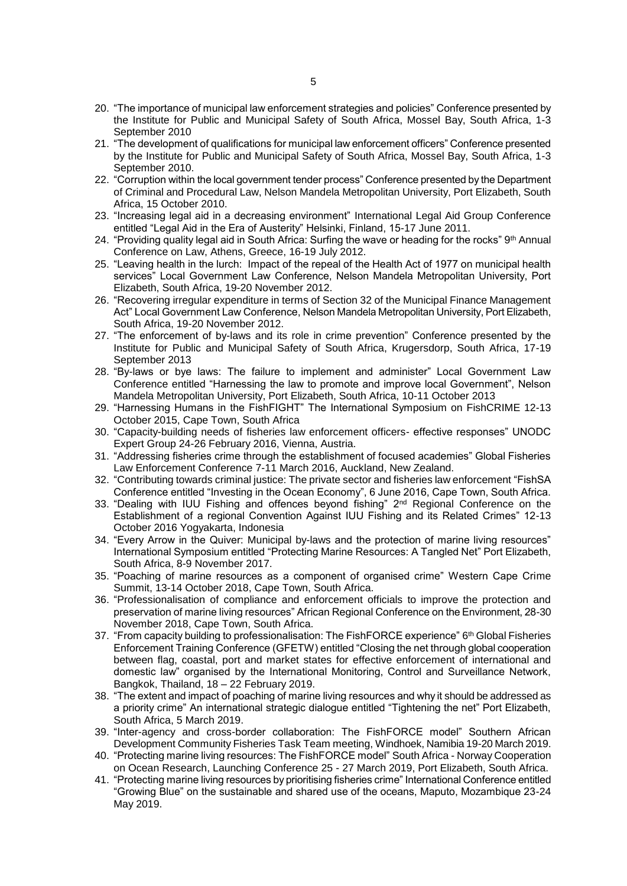20. "The importance of municipal law enforcement strategies and policies" Conference presented by the Institute for Public and Municipal Safety of South Africa, Mossel Bay, South Africa, 1-3 September 2010
21. "The development of qualifications for municipal law enforcement officers" Conference presented by the Institute for Public and Municipal Safety of South Africa, Mossel Bay, South Africa, 1-3 September 2010.
22. "Corruption within the local government tender process" Conference presented by the Department of Criminal and Procedural Law, Nelson Mandela Metropolitan University, Port Elizabeth, South Africa, 15 October 2010.
23. "Increasing legal aid in a decreasing environment" International Legal Aid Group Conference entitled "Legal Aid in the Era of Austerity" Helsinki, Finland, 15-17 June 2011.
24. "Providing quality legal aid in South Africa: Surfing the wave or heading for the rocks" 9th Annual Conference on Law, Athens, Greece, 16-19 July 2012.
25. "Leaving health in the lurch: Impact of the repeal of the Health Act of 1977 on municipal health services" Local Government Law Conference, Nelson Mandela Metropolitan University, Port Elizabeth, South Africa, 19-20 November 2012.
26. "Recovering irregular expenditure in terms of Section 32 of the Municipal Finance Management Act" Local Government Law Conference, Nelson Mandela Metropolitan University, Port Elizabeth, South Africa, 19-20 November 2012.
27. "The enforcement of by-laws and its role in crime prevention" Conference presented by the Institute for Public and Municipal Safety of South Africa, Krugersdorp, South Africa, 17-19 September 2013
28. "By-laws or bye laws: The failure to implement and administer" Local Government Law Conference entitled "Harnessing the law to promote and improve local Government", Nelson Mandela Metropolitan University, Port Elizabeth, South Africa, 10-11 October 2013
29. "Harnessing Humans in the FishFIGHT" The International Symposium on FishCRIME 12-13 October 2015, Cape Town, South Africa
30. "Capacity-building needs of fisheries law enforcement officers- effective responses" UNODC Expert Group 24-26 February 2016, Vienna, Austria.
31. "Addressing fisheries crime through the establishment of focused academies" Global Fisheries Law Enforcement Conference 7-11 March 2016, Auckland, New Zealand.
32. "Contributing towards criminal justice: The private sector and fisheries law enforcement "FishSA Conference entitled "Investing in the Ocean Economy", 6 June 2016, Cape Town, South Africa.
33. "Dealing with IUU Fishing and offences beyond fishing" 2nd Regional Conference on the Establishment of a regional Convention Against IUU Fishing and its Related Crimes" 12-13 October 2016 Yogyakarta, Indonesia
34. "Every Arrow in the Quiver: Municipal by-laws and the protection of marine living resources" International Symposium entitled "Protecting Marine Resources: A Tangled Net" Port Elizabeth, South Africa, 8-9 November 2017.
35. "Poaching of marine resources as a component of organised crime" Western Cape Crime Summit, 13-14 October 2018, Cape Town, South Africa.
36. "Professionalisation of compliance and enforcement officials to improve the protection and preservation of marine living resources" African Regional Conference on the Environment, 28-30 November 2018, Cape Town, South Africa.
37. "From capacity building to professionalisation: The FishFORCE experience" 6th Global Fisheries Enforcement Training Conference (GFETW) entitled "Closing the net through global cooperation between flag, coastal, port and market states for effective enforcement of international and domestic law" organised by the International Monitoring, Control and Surveillance Network, Bangkok, Thailand, 18 – 22 February 2019.
38. "The extent and impact of poaching of marine living resources and why it should be addressed as a priority crime" An international strategic dialogue entitled "Tightening the net" Port Elizabeth, South Africa, 5 March 2019.
39. "Inter-agency and cross-border collaboration: The FishFORCE model" Southern African Development Community Fisheries Task Team meeting, Windhoek, Namibia 19-20 March 2019.
40. "Protecting marine living resources: The FishFORCE model" South Africa - Norway Cooperation on Ocean Research, Launching Conference 25 - 27 March 2019, Port Elizabeth, South Africa.
41. "Protecting marine living resources by prioritising fisheries crime" International Conference entitled "Growing Blue" on the sustainable and shared use of the oceans, Maputo, Mozambique 23-24 May 2019.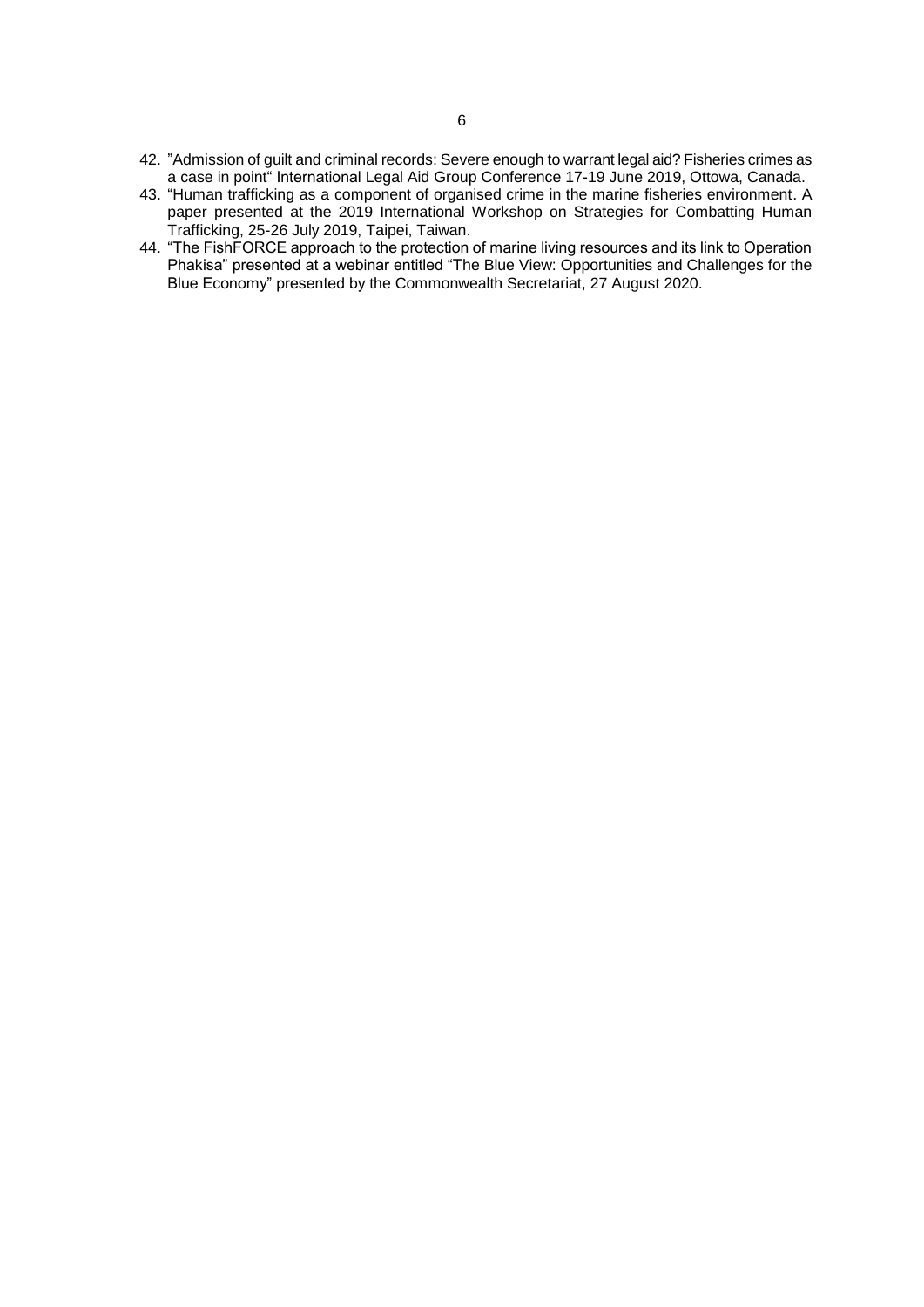42. "Admission of guilt and criminal records: Severe enough to warrant legal aid? Fisheries crimes as a case in point" International Legal Aid Group Conference 17-19 June 2019, Ottowa, Canada.
43. "Human trafficking as a component of organised crime in the marine fisheries environment. A paper presented at the 2019 International Workshop on Strategies for Combatting Human Trafficking, 25-26 July 2019, Taipei, Taiwan.
44. "The FishFORCE approach to the protection of marine living resources and its link to Operation Phakisa" presented at a webinar entitled "The Blue View: Opportunities and Challenges for the Blue Economy" presented by the Commonwealth Secretariat, 27 August 2020.